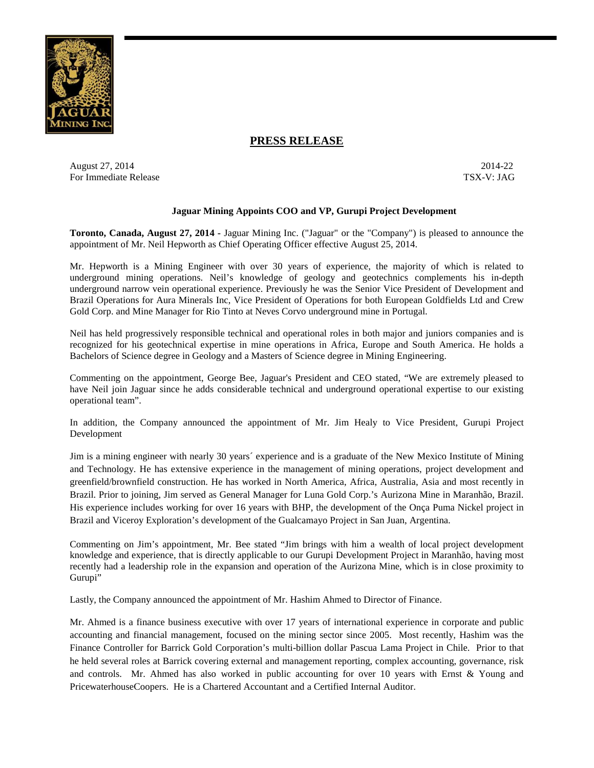## PRESS RELEASE

August 27, 2014 2014-22
For Immediate Release TSX-V: JAG

**Jaguar Mining Appoints COO and VP, Gurupi Project Development**

**Toronto, Canada, August 27, 2014 -** Jaguar Mining Inc. ("Jaguar" or the "Company") is pleased to announce the appointment of Mr. Neil Hepworth as Chief Operating Officer effective August 25, 2014.

Mr. Hepworth is a Mining Engineer with over 30 years of experience, the majority of which is related to underground mining operations. Neil's knowledge of geology and geotechnics complements his in-depth underground narrow vein operational experience. Previously he was the Senior Vice President of Development and Brazil Operations for Aura Minerals Inc, Vice President of Operations for both European Goldfields Ltd and Crew Gold Corp. and Mine Manager for Rio Tinto at Neves Corvo underground mine in Portugal.

Neil has held progressively responsible technical and operational roles in both major and juniors companies and is recognized for his geotechnical expertise in mine operations in Africa, Europe and South America. He holds a Bachelors of Science degree in Geology and a Masters of Science degree in Mining Engineering.

Commenting on the appointment, George Bee, Jaguar's President and CEO stated, "We are extremely pleased to have Neil join Jaguar since he adds considerable technical and underground operational expertise to our existing operational team".

In addition, the Company announced the appointment of Mr. Jim Healy to Vice President, Gurupi Project Development

Jim is a mining engineer with nearly 30 years´ experience and is a graduate of the New Mexico Institute of Mining and Technology. He has extensive experience in the management of mining operations, project development and greenfield/brownfield construction. He has worked in North America, Africa, Australia, Asia and most recently in Brazil. Prior to joining, Jim served as General Manager for Luna Gold Corp.'s Aurizona Mine in Maranhão, Brazil. His experience includes working for over 16 years with BHP, the development of the Onça Puma Nickel project in Brazil and Viceroy Exploration's development of the Gualcamayo Project in San Juan, Argentina.

Commenting on Jim's appointment, Mr. Bee stated "Jim brings with him a wealth of local project development knowledge and experience, that is directly applicable to our Gurupi Development Project in Maranhão, having most recently had a leadership role in the expansion and operation of the Aurizona Mine, which is in close proximity to Gurupi"

Lastly, the Company announced the appointment of Mr. Hashim Ahmed to Director of Finance.

Mr. Ahmed is a finance business executive with over 17 years of international experience in corporate and public accounting and financial management, focused on the mining sector since 2005. Most recently, Hashim was the Finance Controller for Barrick Gold Corporation's multi-billion dollar Pascua Lama Project in Chile. Prior to that he held several roles at Barrick covering external and management reporting, complex accounting, governance, risk and controls. Mr. Ahmed has also worked in public accounting for over 10 years with Ernst & Young and PricewaterhouseCoopers. He is a Chartered Accountant and a Certified Internal Auditor.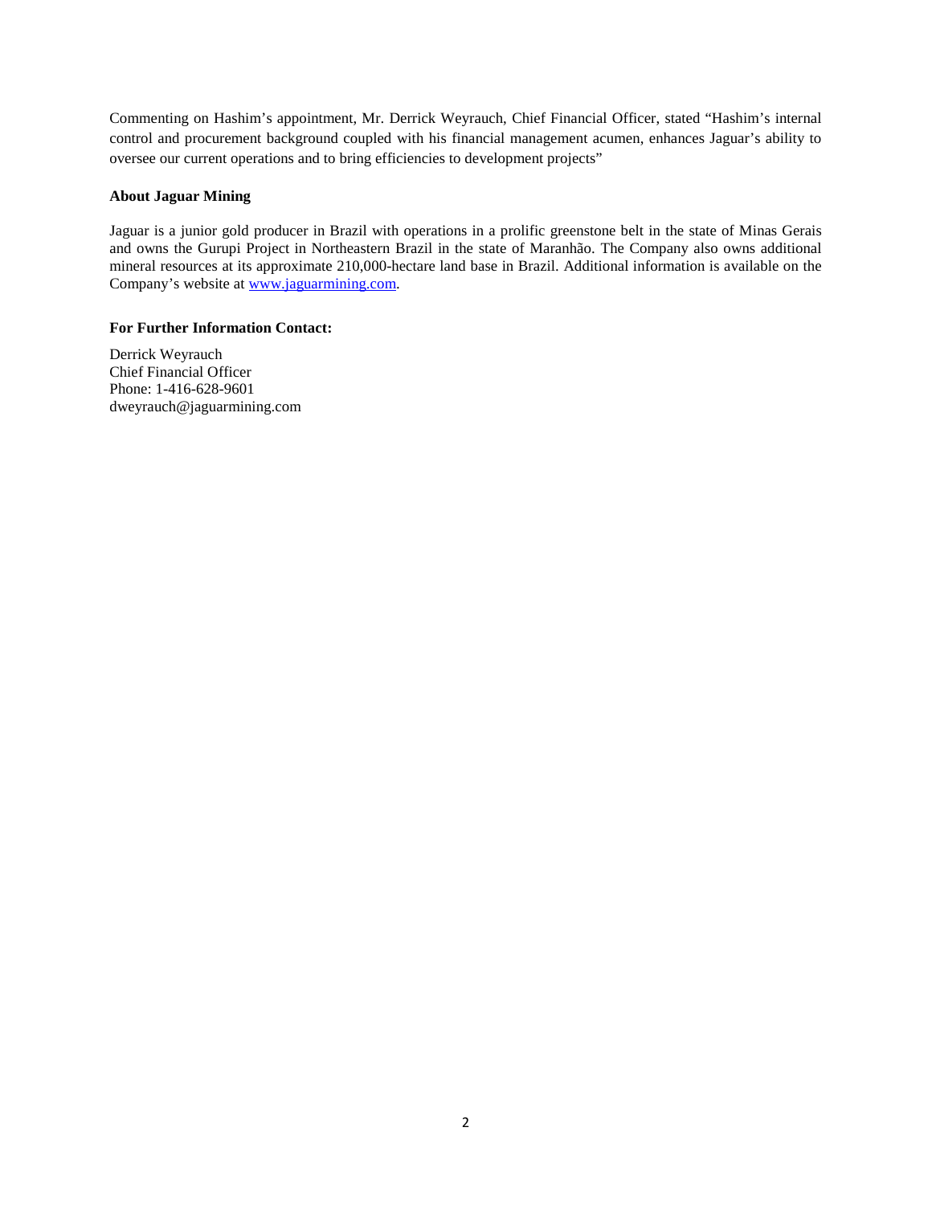Commenting on Hashim's appointment, Mr. Derrick Weyrauch, Chief Financial Officer, stated "Hashim's internal control and procurement background coupled with his financial management acumen, enhances Jaguar's ability to oversee our current operations and to bring efficiencies to development projects"

**About Jaguar Mining**

Jaguar is a junior gold producer in Brazil with operations in a prolific greenstone belt in the state of Minas Gerais and owns the Gurupi Project in Northeastern Brazil in the state of Maranhão. The Company also owns additional mineral resources at its approximate 210,000-hectare land base in Brazil. Additional information is available on the Company's website at [www.jaguarmining.com](http://www.jaguarmining.com).

**For Further Information Contact:**

Derrick Weyrauch
Chief Financial Officer
Phone: 1-416-628-9601
dweyrauch@jaguarmining.com